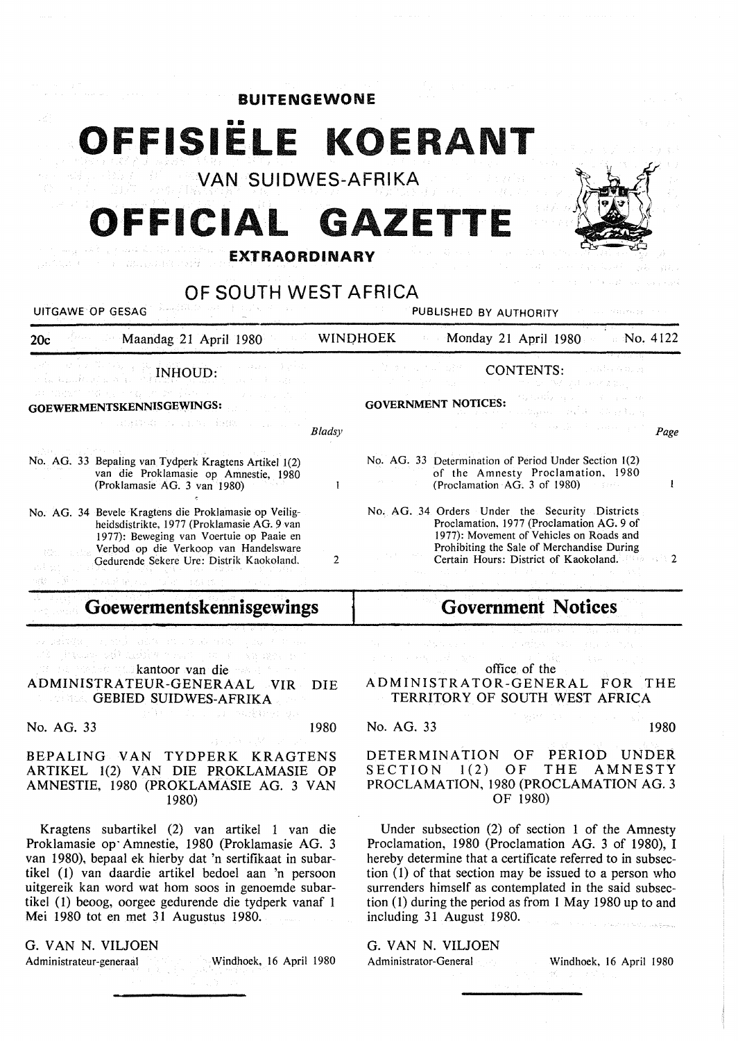# BUITENGEWONE

# OFFISIËLE KOERANT

## VAN SUIDWES-AFRIKA

# OFFICIAL GAZETTE

## EXTRAORDINARY

## OF SOUTH WEST AFRICA

UITGAWE OP GESAG — PUBLISHED BY AUTHORITY

20c — Maandag 21 April 1980 — WINDHOEK — Monday 21 April 1980 — No. 4122

**INHOUD:**

**GOEWERMENTSKENNISGEWINGS:**

| | | *Bladsy* |
|---|---|---|
| No. AG. 33 | Bepaling van Tydperk Kragtens Artikel 1(2) van die Proklamasie op Amnestie, 1980 (Proklamasie AG. 3 van 1980) | 1 |
| No. AG. 34 | Bevele Kragtens die Proklamasie op Veiligheidsdistrikte, 1977 (Proklamasie AG. 9 van 1977): Beweging van Voertuie op Paaie en Verbod op die Verkoop van Handelsware Gedurende Sekere Ure: Distrik Kaokoland. | 2 |

**CONTENTS:**

**GOVERNMENT NOTICES:**

| | | *Page* |
|---|---|---|
| No. AG. 33 | Determination of Period Under Section 1(2) of the Amnesty Proclamation, 1980 (Proclamation AG. 3 of 1980) | 1 |
| No. AG. 34 | Orders Under the Security Districts Proclamation, 1977 (Proclamation AG. 9 of 1977): Movement of Vehicles on Roads and Prohibiting the Sale of Merchandise During Certain Hours: District of Kaokoland. | 2 |

## Goewermentskennisgewings

kantoor van die
ADMINISTRATEUR-GENERAAL VIR DIE GEBIED SUIDWES-AFRIKA

No. AG. 33 — 1980

### BEPALING VAN TYDPERK KRAGTENS ARTIKEL 1(2) VAN DIE PROKLAMASIE OP AMNESTIE, 1980 (PROKLAMASIE AG. 3 VAN 1980)

Kragtens subartikel (2) van artikel 1 van die Proklamasie op Amnestie, 1980 (Proklamasie AG. 3 van 1980), bepaal ek hierby dat 'n sertifikaat in subartikel (1) van daardie artikel bedoel aan 'n persoon uitgereik kan word wat hom soos in genoemde subartikel (1) beoog, oorgee gedurende die tydperk vanaf 1 Mei 1980 tot en met 31 Augustus 1980.

G. VAN N. VILJOEN
Administrateur-generaal — Windhoek, 16 April 1980

## Government Notices

office of the
ADMINISTRATOR-GENERAL FOR THE TERRITORY OF SOUTH WEST AFRICA

No. AG. 33 — 1980

### DETERMINATION OF PERIOD UNDER SECTION 1(2) OF THE AMNESTY PROCLAMATION, 1980 (PROCLAMATION AG. 3 OF 1980)

Under subsection (2) of section 1 of the Amnesty Proclamation, 1980 (Proclamation AG. 3 of 1980), I hereby determine that a certificate referred to in subsection (1) of that section may be issued to a person who surrenders himself as contemplated in the said subsection (1) during the period as from 1 May 1980 up to and including 31 August 1980.

G. VAN N. VILJOEN
Administrator-General — Windhoek, 16 April 1980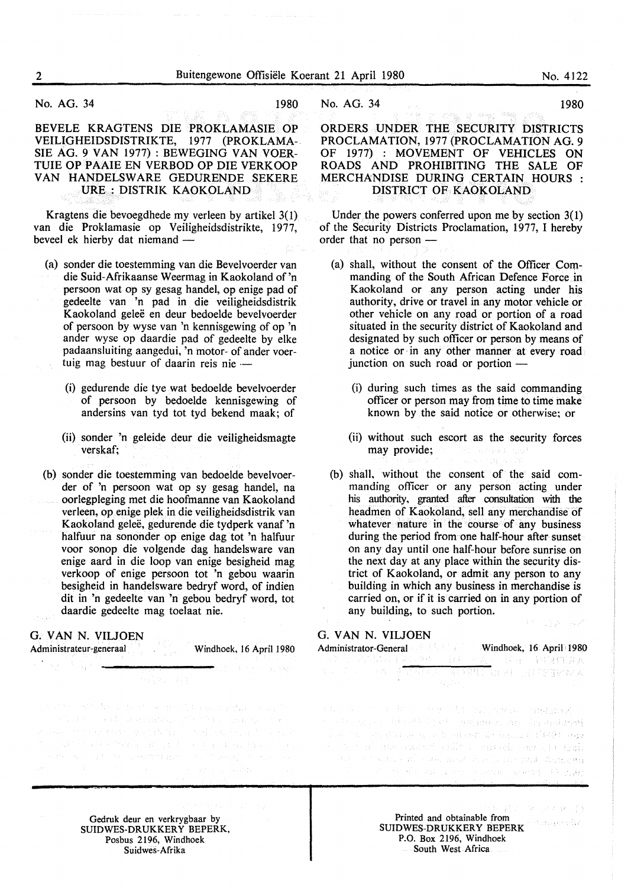No. AG. 34 1980

## BEVELE KRAGTENS DIE PROKLAMASIE OP VEILIGHEIDSDISTRIKTE, 1977 (PROKLAMASIE AG. 9 VAN 1977) : BEWEGING VAN VOERTUIE OP PAAIE EN VERBOD OP DIE VERKOOP VAN HANDELSWARE GEDURENDE SEKERE URE : DISTRIK KAOKOLAND

Kragtens die bevoegdhede my verleen by artikel 3(1) van die Proklamasie op Veiligheidsdistrikte, 1977, beveel ek hierby dat niemand —

(a) sonder die toestemming van die Bevelvoerder van die Suid-Afrikaanse Weermag in Kaokoland of 'n persoon wat op sy gesag handel, op enige pad of gedeelte van 'n pad in die veiligheidsdistrik Kaokoland geleë en deur bedoelde bevelvoerder of persoon by wyse van 'n kennisgewing of op 'n ander wyse op daardie pad of gedeelte by elke padaansluiting aangedui, 'n motor- of ander voertuig mag bestuur of daarin reis nie —

   (i) gedurende die tye wat bedoelde bevelvoerder of persoon by bedoelde kennisgewing of andersins van tyd tot tyd bekend maak; of

   (ii) sonder 'n geleide deur die veiligheidsmagte verskaf;

(b) sonder die toestemming van bedoelde bevelvoerder of 'n persoon wat op sy gesag handel, na oorlegpleging met die hoofmanne van Kaokoland verleen, op enige plek in die veiligheidsdistrik van Kaokoland geleë, gedurende die tydperk vanaf 'n halfuur na sononder op enige dag tot 'n halfuur voor sonop die volgende dag handelsware van enige aard in die loop van enige besigheid mag verkoop of enige persoon tot 'n gebou waarin besigheid in handelsware bedryf word, of indien dit in 'n gedeelte van 'n gebou bedryf word, tot daardie gedeelte mag toelaat nie.

G. VAN N. VILJOEN
Administrateur-generaal
Windhoek, 16 April 1980

No. AG. 34 1980

## ORDERS UNDER THE SECURITY DISTRICTS PROCLAMATION, 1977 (PROCLAMATION AG. 9 OF 1977) : MOVEMENT OF VEHICLES ON ROADS AND PROHIBITING THE SALE OF MERCHANDISE DURING CERTAIN HOURS : DISTRICT OF KAOKOLAND

Under the powers conferred upon me by section 3(1) of the Security Districts Proclamation, 1977, I hereby order that no person —

(a) shall, without the consent of the Officer Commanding of the South African Defence Force in Kaokoland or any person acting under his authority, drive or travel in any motor vehicle or other vehicle on any road or portion of a road situated in the security district of Kaokoland and designated by such officer or person by means of a notice or in any other manner at every road junction on such road or portion —

   (i) during such times as the said commanding officer or person may from time to time make known by the said notice or otherwise; or

   (ii) without such escort as the security forces may provide;

(b) shall, without the consent of the said commanding officer or any person acting under his authority, granted after consultation with the headmen of Kaokoland, sell any merchandise of whatever nature in the course of any business during the period from one half-hour after sunset on any day until one half-hour before sunrise on the next day at any place within the security district of Kaokoland, or admit any person to any building in which any business in merchandise is carried on, or if it is carried on in any portion of any building, to such portion.

G. VAN N. VILJOEN
Administrator-General
Windhoek, 16 April 1980

---

Gedruk deur en verkrygbaar by
SUIDWES-DRUKKERY BEPERK,
Posbus 2196, Windhoek
Suidwes-Afrika

Printed and obtainable from
SUIDWES-DRUKKERY BEPERK
P.O. Box 2196, Windhoek
South West Africa